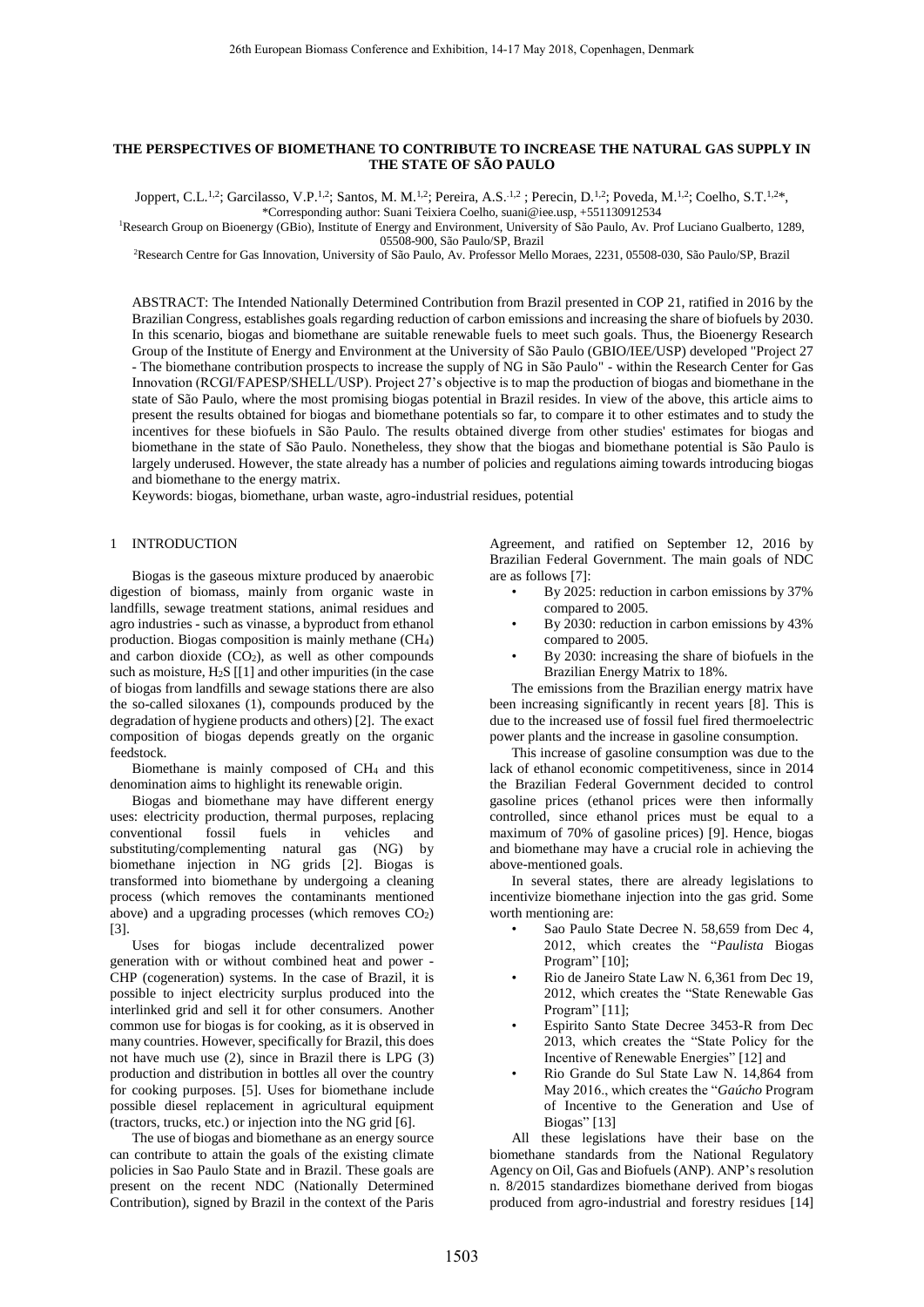# THE PERSPECTIVES OF BIOMETHANE TO CONTRIBUTE TO INCREASE THE NATURAL GAS SUPPLY IN THE STATE OF SÃO PAULO

Joppert, C.L.[1,2]; Garcilasso, V.P.[1,2]; Santos, M. M.[1,2]; Pereira, A.S.[1,2]; Perecin, D.[1,2]; Poveda, M.[1,2]; Coelho, S.T.[1,2]*,
*Corresponding author: Suani Teixiera Coelho, suani@iee.usp, +551130912534

[1]Research Group on Bioenergy (GBio), Institute of Energy and Environment, University of São Paulo, Av. Prof Luciano Gualberto, 1289, 05508-900, São Paulo/SP, Brazil

[2]Research Centre for Gas Innovation, University of São Paulo, Av. Professor Mello Moraes, 2231, 05508-030, São Paulo/SP, Brazil

ABSTRACT: The Intended Nationally Determined Contribution from Brazil presented in COP 21, ratified in 2016 by the Brazilian Congress, establishes goals regarding reduction of carbon emissions and increasing the share of biofuels by 2030. In this scenario, biogas and biomethane are suitable renewable fuels to meet such goals. Thus, the Bioenergy Research Group of the Institute of Energy and Environment at the University of São Paulo (GBIO/IEE/USP) developed "Project 27 - The biomethane contribution prospects to increase the supply of NG in São Paulo" - within the Research Center for Gas Innovation (RCGI/FAPESP/SHELL/USP). Project 27's objective is to map the production of biogas and biomethane in the state of São Paulo, where the most promising biogas potential in Brazil resides. In view of the above, this article aims to present the results obtained for biogas and biomethane potentials so far, to compare it to other estimates and to study the incentives for these biofuels in São Paulo. The results obtained diverge from other studies' estimates for biogas and biomethane in the state of São Paulo. Nonetheless, they show that the biogas and biomethane potential is São Paulo is largely underused. However, the state already has a number of policies and regulations aiming towards introducing biogas and biomethane to the energy matrix.

Keywords: biogas, biomethane, urban waste, agro-industrial residues, potential

## 1 INTRODUCTION

Biogas is the gaseous mixture produced by anaerobic digestion of biomass, mainly from organic waste in landfills, sewage treatment stations, animal residues and agro industries - such as vinasse, a byproduct from ethanol production. Biogas composition is mainly methane ($CH_4$) and carbon dioxide ($CO_2$), as well as other compounds such as moisture, $H_2S$ [[1] and other impurities (in the case of biogas from landfills and sewage stations there are also the so-called siloxanes (1), compounds produced by the degradation of hygiene products and others) [2]. The exact composition of biogas depends greatly on the organic feedstock.

Biomethane is mainly composed of $CH_4$ and this denomination aims to highlight its renewable origin.

Biogas and biomethane may have different energy uses: electricity production, thermal purposes, replacing conventional fossil fuels in vehicles and substituting/complementing natural gas (NG) by biomethane injection in NG grids [2]. Biogas is transformed into biomethane by undergoing a cleaning process (which removes the contaminants mentioned above) and a upgrading processes (which removes $CO_2$) [3].

Uses for biogas include decentralized power generation with or without combined heat and power - CHP (cogeneration) systems. In the case of Brazil, it is possible to inject electricity surplus produced into the interlinked grid and sell it for other consumers. Another common use for biogas is for cooking, as it is observed in many countries. However, specifically for Brazil, this does not have much use (2), since in Brazil there is LPG (3) production and distribution in bottles all over the country for cooking purposes. [5]. Uses for biomethane include possible diesel replacement in agricultural equipment (tractors, trucks, etc.) or injection into the NG grid [6].

The use of biogas and biomethane as an energy source can contribute to attain the goals of the existing climate policies in Sao Paulo State and in Brazil. These goals are present on the recent NDC (Nationally Determined Contribution), signed by Brazil in the context of the Paris Agreement, and ratified on September 12, 2016 by Brazilian Federal Government. The main goals of NDC are as follows [7]:

- By 2025: reduction in carbon emissions by 37% compared to 2005.
- By 2030: reduction in carbon emissions by 43% compared to 2005.
- By 2030: increasing the share of biofuels in the Brazilian Energy Matrix to 18%.

The emissions from the Brazilian energy matrix have been increasing significantly in recent years [8]. This is due to the increased use of fossil fuel fired thermoelectric power plants and the increase in gasoline consumption.

This increase of gasoline consumption was due to the lack of ethanol economic competitiveness, since in 2014 the Brazilian Federal Government decided to control gasoline prices (ethanol prices were then informally controlled, since ethanol prices must be equal to a maximum of 70% of gasoline prices) [9]. Hence, biogas and biomethane may have a crucial role in achieving the above-mentioned goals.

In several states, there are already legislations to incentivize biomethane injection into the gas grid. Some worth mentioning are:

- Sao Paulo State Decree N. 58,659 from Dec 4, 2012, which creates the "*Paulista* Biogas Program" [10];
- Rio de Janeiro State Law N. 6,361 from Dec 19, 2012, which creates the "State Renewable Gas Program" [11];
- Espirito Santo State Decree 3453-R from Dec 2013, which creates the "State Policy for the Incentive of Renewable Energies" [12] and
- Rio Grande do Sul State Law N. 14,864 from May 2016., which creates the "*Gaúcho* Program of Incentive to the Generation and Use of Biogas" [13]

All these legislations have their base on the biomethane standards from the National Regulatory Agency on Oil, Gas and Biofuels (ANP). ANP's resolution n. 8/2015 standardizes biomethane derived from biogas produced from agro-industrial and forestry residues [14]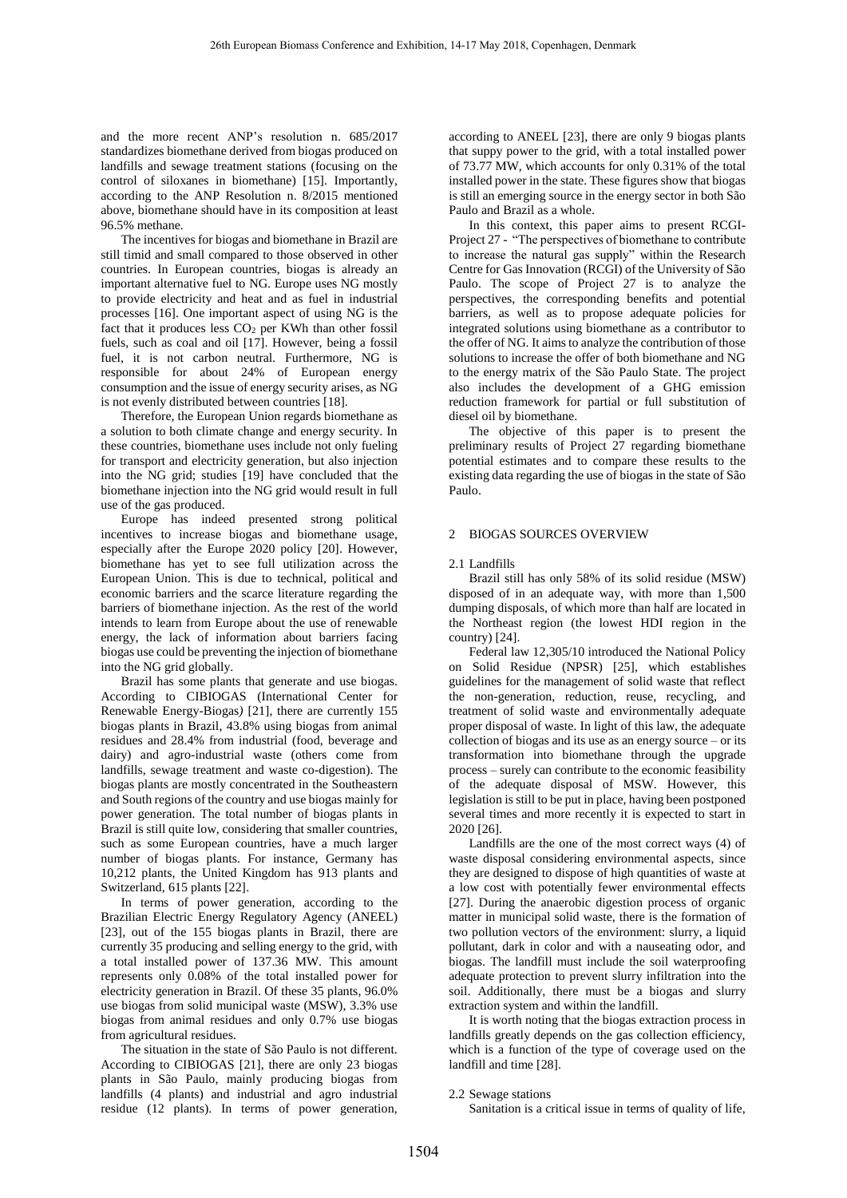and the more recent ANP's resolution n. 685/2017 standardizes biomethane derived from biogas produced on landfills and sewage treatment stations (focusing on the control of siloxanes in biomethane) [15]. Importantly, according to the ANP Resolution n. 8/2015 mentioned above, biomethane should have in its composition at least 96.5% methane.

The incentives for biogas and biomethane in Brazil are still timid and small compared to those observed in other countries. In European countries, biogas is already an important alternative fuel to NG. Europe uses NG mostly to provide electricity and heat and as fuel in industrial processes [16]. One important aspect of using NG is the fact that it produces less $CO_2$ per KWh than other fossil fuels, such as coal and oil [17]. However, being a fossil fuel, it is not carbon neutral. Furthermore, NG is responsible for about 24% of European energy consumption and the issue of energy security arises, as NG is not evenly distributed between countries [18].

Therefore, the European Union regards biomethane as a solution to both climate change and energy security. In these countries, biomethane uses include not only fueling for transport and electricity generation, but also injection into the NG grid; studies [19] have concluded that the biomethane injection into the NG grid would result in full use of the gas produced.

Europe has indeed presented strong political incentives to increase biogas and biomethane usage, especially after the Europe 2020 policy [20]. However, biomethane has yet to see full utilization across the European Union. This is due to technical, political and economic barriers and the scarce literature regarding the barriers of biomethane injection. As the rest of the world intends to learn from Europe about the use of renewable energy, the lack of information about barriers facing biogas use could be preventing the injection of biomethane into the NG grid globally.

Brazil has some plants that generate and use biogas. According to CIBIOGAS (International Center for Renewable Energy-Biogas*)* [21], there are currently 155 biogas plants in Brazil, 43.8% using biogas from animal residues and 28.4% from industrial (food, beverage and dairy) and agro-industrial waste (others come from landfills, sewage treatment and waste co-digestion). The biogas plants are mostly concentrated in the Southeastern and South regions of the country and use biogas mainly for power generation. The total number of biogas plants in Brazil is still quite low, considering that smaller countries, such as some European countries, have a much larger number of biogas plants. For instance, Germany has 10,212 plants, the United Kingdom has 913 plants and Switzerland, 615 plants [22].

In terms of power generation, according to the Brazilian Electric Energy Regulatory Agency (ANEEL) [23], out of the 155 biogas plants in Brazil, there are currently 35 producing and selling energy to the grid, with a total installed power of 137.36 MW. This amount represents only 0.08% of the total installed power for electricity generation in Brazil. Of these 35 plants, 96.0% use biogas from solid municipal waste (MSW), 3.3% use biogas from animal residues and only 0.7% use biogas from agricultural residues.

The situation in the state of São Paulo is not different. According to CIBIOGAS [21], there are only 23 biogas plants in São Paulo, mainly producing biogas from landfills (4 plants) and industrial and agro industrial residue (12 plants). In terms of power generation, according to ANEEL [23], there are only 9 biogas plants that suppy power to the grid, with a total installed power of 73.77 MW, which accounts for only 0.31% of the total installed power in the state. These figures show that biogas is still an emerging source in the energy sector in both São Paulo and Brazil as a whole.

In this context, this paper aims to present RCGI-Project 27 - "The perspectives of biomethane to contribute to increase the natural gas supply" within the Research Centre for Gas Innovation (RCGI) of the University of São Paulo. The scope of Project 27 is to analyze the perspectives, the corresponding benefits and potential barriers, as well as to propose adequate policies for integrated solutions using biomethane as a contributor to the offer of NG. It aims to analyze the contribution of those solutions to increase the offer of both biomethane and NG to the energy matrix of the São Paulo State. The project also includes the development of a GHG emission reduction framework for partial or full substitution of diesel oil by biomethane.

The objective of this paper is to present the preliminary results of Project 27 regarding biomethane potential estimates and to compare these results to the existing data regarding the use of biogas in the state of São Paulo.

## 2 BIOGAS SOURCES OVERVIEW

### 2.1 Landfills

Brazil still has only 58% of its solid residue (MSW) disposed of in an adequate way, with more than 1,500 dumping disposals, of which more than half are located in the Northeast region (the lowest HDI region in the country) [24].

Federal law 12,305/10 introduced the National Policy on Solid Residue (NPSR) [25], which establishes guidelines for the management of solid waste that reflect the non-generation, reduction, reuse, recycling, and treatment of solid waste and environmentally adequate proper disposal of waste. In light of this law, the adequate collection of biogas and its use as an energy source – or its transformation into biomethane through the upgrade process – surely can contribute to the economic feasibility of the adequate disposal of MSW. However, this legislation is still to be put in place, having been postponed several times and more recently it is expected to start in 2020 [26].

Landfills are the one of the most correct ways (4) of waste disposal considering environmental aspects, since they are designed to dispose of high quantities of waste at a low cost with potentially fewer environmental effects [27]. During the anaerobic digestion process of organic matter in municipal solid waste, there is the formation of two pollution vectors of the environment: slurry, a liquid pollutant, dark in color and with a nauseating odor, and biogas. The landfill must include the soil waterproofing adequate protection to prevent slurry infiltration into the soil. Additionally, there must be a biogas and slurry extraction system and within the landfill.

It is worth noting that the biogas extraction process in landfills greatly depends on the gas collection efficiency, which is a function of the type of coverage used on the landfill and time [28].

### 2.2 Sewage stations

Sanitation is a critical issue in terms of quality of life,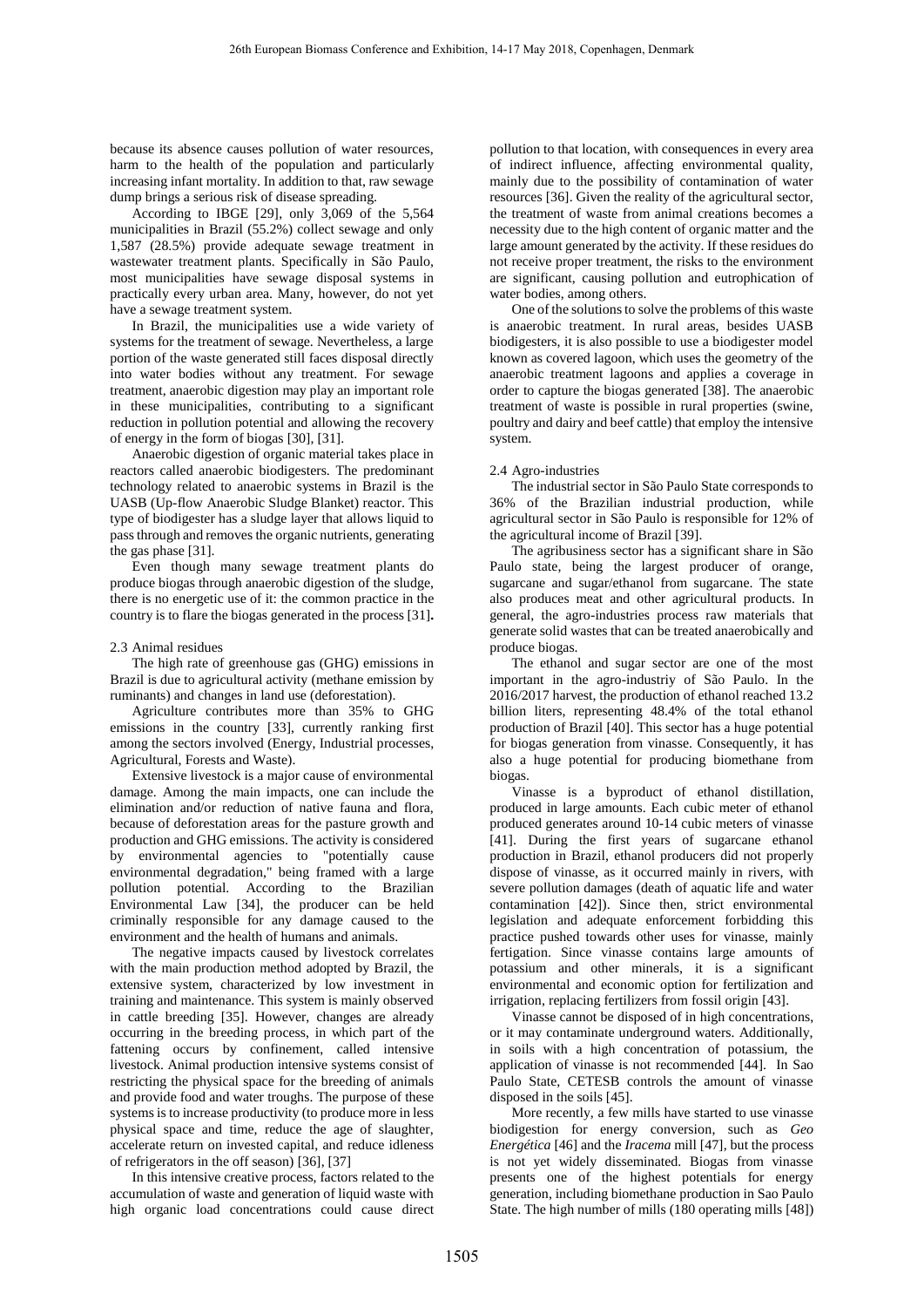because its absence causes pollution of water resources, harm to the health of the population and particularly increasing infant mortality. In addition to that, raw sewage dump brings a serious risk of disease spreading.

According to IBGE [29], only 3,069 of the 5,564 municipalities in Brazil (55.2%) collect sewage and only 1,587 (28.5%) provide adequate sewage treatment in wastewater treatment plants. Specifically in São Paulo, most municipalities have sewage disposal systems in practically every urban area. Many, however, do not yet have a sewage treatment system.

In Brazil, the municipalities use a wide variety of systems for the treatment of sewage. Nevertheless, a large portion of the waste generated still faces disposal directly into water bodies without any treatment. For sewage treatment, anaerobic digestion may play an important role in these municipalities, contributing to a significant reduction in pollution potential and allowing the recovery of energy in the form of biogas [30], [31].

Anaerobic digestion of organic material takes place in reactors called anaerobic biodigesters. The predominant technology related to anaerobic systems in Brazil is the UASB (Up-flow Anaerobic Sludge Blanket) reactor. This type of biodigester has a sludge layer that allows liquid to pass through and removes the organic nutrients, generating the gas phase [31].

Even though many sewage treatment plants do produce biogas through anaerobic digestion of the sludge, there is no energetic use of it: the common practice in the country is to flare the biogas generated in the process [31]**.**

### 2.3 Animal residues

The high rate of greenhouse gas (GHG) emissions in Brazil is due to agricultural activity (methane emission by ruminants) and changes in land use (deforestation).

Agriculture contributes more than 35% to GHG emissions in the country [33], currently ranking first among the sectors involved (Energy, Industrial processes, Agricultural, Forests and Waste).

Extensive livestock is a major cause of environmental damage. Among the main impacts, one can include the elimination and/or reduction of native fauna and flora, because of deforestation areas for the pasture growth and production and GHG emissions. The activity is considered by environmental agencies to "potentially cause environmental degradation," being framed with a large pollution potential. According to the Brazilian Environmental Law [34], the producer can be held criminally responsible for any damage caused to the environment and the health of humans and animals.

The negative impacts caused by livestock correlates with the main production method adopted by Brazil, the extensive system, characterized by low investment in training and maintenance. This system is mainly observed in cattle breeding [35]. However, changes are already occurring in the breeding process, in which part of the fattening occurs by confinement, called intensive livestock. Animal production intensive systems consist of restricting the physical space for the breeding of animals and provide food and water troughs. The purpose of these systems is to increase productivity (to produce more in less physical space and time, reduce the age of slaughter, accelerate return on invested capital, and reduce idleness of refrigerators in the off season) [36], [37]

In this intensive creative process, factors related to the accumulation of waste and generation of liquid waste with high organic load concentrations could cause direct pollution to that location, with consequences in every area of indirect influence, affecting environmental quality, mainly due to the possibility of contamination of water resources [36]. Given the reality of the agricultural sector, the treatment of waste from animal creations becomes a necessity due to the high content of organic matter and the large amount generated by the activity. If these residues do not receive proper treatment, the risks to the environment are significant, causing pollution and eutrophication of water bodies, among others.

One of the solutions to solve the problems of this waste is anaerobic treatment. In rural areas, besides UASB biodigesters, it is also possible to use a biodigester model known as covered lagoon, which uses the geometry of the anaerobic treatment lagoons and applies a coverage in order to capture the biogas generated [38]. The anaerobic treatment of waste is possible in rural properties (swine, poultry and dairy and beef cattle) that employ the intensive system.

### 2.4 Agro-industries

The industrial sector in São Paulo State corresponds to 36% of the Brazilian industrial production, while agricultural sector in São Paulo is responsible for 12% of the agricultural income of Brazil [39].

The agribusiness sector has a significant share in São Paulo state, being the largest producer of orange, sugarcane and sugar/ethanol from sugarcane. The state also produces meat and other agricultural products. In general, the agro-industries process raw materials that generate solid wastes that can be treated anaerobically and produce biogas.

The ethanol and sugar sector are one of the most important in the agro-industriy of São Paulo. In the 2016/2017 harvest, the production of ethanol reached 13.2 billion liters, representing 48.4% of the total ethanol production of Brazil [40]. This sector has a huge potential for biogas generation from vinasse. Consequently, it has also a huge potential for producing biomethane from biogas.

Vinasse is a byproduct of ethanol distillation, produced in large amounts. Each cubic meter of ethanol produced generates around 10-14 cubic meters of vinasse [41]. During the first years of sugarcane ethanol production in Brazil, ethanol producers did not properly dispose of vinasse, as it occurred mainly in rivers, with severe pollution damages (death of aquatic life and water contamination [42]). Since then, strict environmental legislation and adequate enforcement forbidding this practice pushed towards other uses for vinasse, mainly fertigation. Since vinasse contains large amounts of potassium and other minerals, it is a significant environmental and economic option for fertilization and irrigation, replacing fertilizers from fossil origin [43].

Vinasse cannot be disposed of in high concentrations, or it may contaminate underground waters. Additionally, in soils with a high concentration of potassium, the application of vinasse is not recommended [44]. In Sao Paulo State, CETESB controls the amount of vinasse disposed in the soils [45].

More recently, a few mills have started to use vinasse biodigestion for energy conversion, such as *Geo Energética* [46] and the *Iracema* mill [47], but the process is not yet widely disseminated. Biogas from vinasse presents one of the highest potentials for energy generation, including biomethane production in Sao Paulo State. The high number of mills (180 operating mills [48])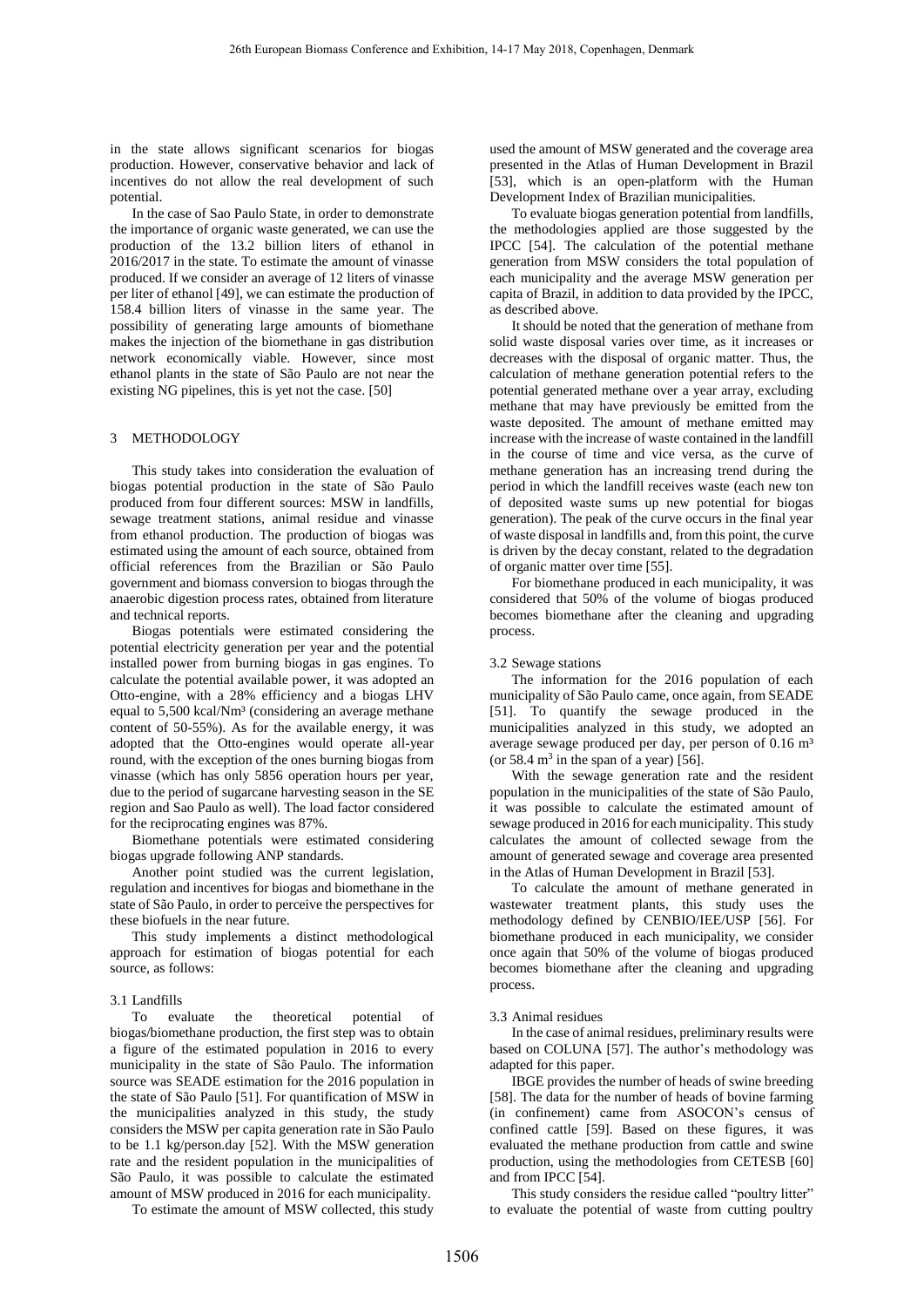in the state allows significant scenarios for biogas production. However, conservative behavior and lack of incentives do not allow the real development of such potential.

In the case of Sao Paulo State, in order to demonstrate the importance of organic waste generated, we can use the production of the 13.2 billion liters of ethanol in 2016/2017 in the state. To estimate the amount of vinasse produced. If we consider an average of 12 liters of vinasse per liter of ethanol [49], we can estimate the production of 158.4 billion liters of vinasse in the same year. The possibility of generating large amounts of biomethane makes the injection of the biomethane in gas distribution network economically viable. However, since most ethanol plants in the state of São Paulo are not near the existing NG pipelines, this is yet not the case. [50]

## 3 METHODOLOGY

This study takes into consideration the evaluation of biogas potential production in the state of São Paulo produced from four different sources: MSW in landfills, sewage treatment stations, animal residue and vinasse from ethanol production. The production of biogas was estimated using the amount of each source, obtained from official references from the Brazilian or São Paulo government and biomass conversion to biogas through the anaerobic digestion process rates, obtained from literature and technical reports.

Biogas potentials were estimated considering the potential electricity generation per year and the potential installed power from burning biogas in gas engines. To calculate the potential available power, it was adopted an Otto-engine, with a 28% efficiency and a biogas LHV equal to 5,500 kcal/Nm³ (considering an average methane content of 50-55%). As for the available energy, it was adopted that the Otto-engines would operate all-year round, with the exception of the ones burning biogas from vinasse (which has only 5856 operation hours per year, due to the period of sugarcane harvesting season in the SE region and Sao Paulo as well). The load factor considered for the reciprocating engines was 87%.

Biomethane potentials were estimated considering biogas upgrade following ANP standards.

Another point studied was the current legislation, regulation and incentives for biogas and biomethane in the state of São Paulo, in order to perceive the perspectives for these biofuels in the near future.

This study implements a distinct methodological approach for estimation of biogas potential for each source, as follows:

### 3.1 Landfills

To evaluate the theoretical potential of biogas/biomethane production, the first step was to obtain a figure of the estimated population in 2016 to every municipality in the state of São Paulo. The information source was SEADE estimation for the 2016 population in the state of São Paulo [51]. For quantification of MSW in the municipalities analyzed in this study, the study considers the MSW per capita generation rate in São Paulo to be 1.1 kg/person.day [52]. With the MSW generation rate and the resident population in the municipalities of São Paulo, it was possible to calculate the estimated amount of MSW produced in 2016 for each municipality.

To estimate the amount of MSW collected, this study used the amount of MSW generated and the coverage area presented in the Atlas of Human Development in Brazil [53], which is an open-platform with the Human Development Index of Brazilian municipalities.

To evaluate biogas generation potential from landfills, the methodologies applied are those suggested by the IPCC [54]. The calculation of the potential methane generation from MSW considers the total population of each municipality and the average MSW generation per capita of Brazil, in addition to data provided by the IPCC, as described above.

It should be noted that the generation of methane from solid waste disposal varies over time, as it increases or decreases with the disposal of organic matter. Thus, the calculation of methane generation potential refers to the potential generated methane over a year array, excluding methane that may have previously be emitted from the waste deposited. The amount of methane emitted may increase with the increase of waste contained in the landfill in the course of time and vice versa, as the curve of methane generation has an increasing trend during the period in which the landfill receives waste (each new ton of deposited waste sums up new potential for biogas generation). The peak of the curve occurs in the final year of waste disposal in landfills and, from this point, the curve is driven by the decay constant, related to the degradation of organic matter over time [55].

For biomethane produced in each municipality, it was considered that 50% of the volume of biogas produced becomes biomethane after the cleaning and upgrading process.

### 3.2 Sewage stations

The information for the 2016 population of each municipality of São Paulo came, once again, from SEADE [51]. To quantify the sewage produced in the municipalities analyzed in this study, we adopted an average sewage produced per day, per person of 0.16 m³ (or 58.4 m³ in the span of a year) [56].

With the sewage generation rate and the resident population in the municipalities of the state of São Paulo, it was possible to calculate the estimated amount of sewage produced in 2016 for each municipality. This study calculates the amount of collected sewage from the amount of generated sewage and coverage area presented in the Atlas of Human Development in Brazil [53].

To calculate the amount of methane generated in wastewater treatment plants, this study uses the methodology defined by CENBIO/IEE/USP [56]. For biomethane produced in each municipality, we consider once again that 50% of the volume of biogas produced becomes biomethane after the cleaning and upgrading process.

### 3.3 Animal residues

In the case of animal residues, preliminary results were based on COLUNA [57]. The author's methodology was adapted for this paper.

IBGE provides the number of heads of swine breeding [58]. The data for the number of heads of bovine farming (in confinement) came from ASOCON's census of confined cattle [59]. Based on these figures, it was evaluated the methane production from cattle and swine production, using the methodologies from CETESB [60] and from IPCC [54].

This study considers the residue called "poultry litter" to evaluate the potential of waste from cutting poultry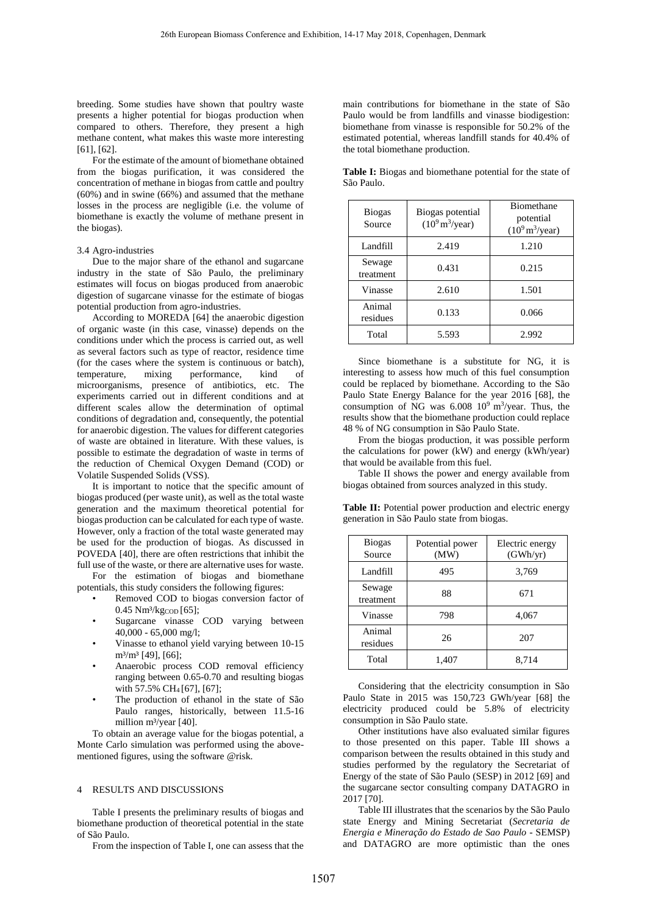breeding. Some studies have shown that poultry waste presents a higher potential for biogas production when compared to others. Therefore, they present a high methane content, what makes this waste more interesting [61], [62].

For the estimate of the amount of biomethane obtained from the biogas purification, it was considered the concentration of methane in biogas from cattle and poultry (60%) and in swine (66%) and assumed that the methane losses in the process are negligible (i.e. the volume of biomethane is exactly the volume of methane present in the biogas).

### 3.4 Agro-industries

Due to the major share of the ethanol and sugarcane industry in the state of São Paulo, the preliminary estimates will focus on biogas produced from anaerobic digestion of sugarcane vinasse for the estimate of biogas potential production from agro-industries.

According to MOREDA [64] the anaerobic digestion of organic waste (in this case, vinasse) depends on the conditions under which the process is carried out, as well as several factors such as type of reactor, residence time (for the cases where the system is continuous or batch), temperature, mixing performance, kind of microorganisms, presence of antibiotics, etc. The experiments carried out in different conditions and at different scales allow the determination of optimal conditions of degradation and, consequently, the potential for anaerobic digestion. The values for different categories of waste are obtained in literature. With these values, is possible to estimate the degradation of waste in terms of the reduction of Chemical Oxygen Demand (COD) or Volatile Suspended Solids (VSS).

It is important to notice that the specific amount of biogas produced (per waste unit), as well as the total waste generation and the maximum theoretical potential for biogas production can be calculated for each type of waste. However, only a fraction of the total waste generated may be used for the production of biogas. As discussed in POVEDA [40], there are often restrictions that inhibit the full use of the waste, or there are alternative uses for waste.

For the estimation of biogas and biomethane potentials, this study considers the following figures:

- Removed COD to biogas conversion factor of 0.45 $Nm^3/kg_{COD}$ [65];
- Sugarcane vinasse COD varying between 40,000 - 65,000 mg/l;
- Vinasse to ethanol yield varying between 10-15 $m^3/m^3$ [49], [66];
- Anaerobic process COD removal efficiency ranging between 0.65-0.70 and resulting biogas with 57.5% $CH_4$ [67], [67];
- The production of ethanol in the state of São Paulo ranges, historically, between 11.5-16 million $m^3$/year [40].

To obtain an average value for the biogas potential, a Monte Carlo simulation was performed using the above-mentioned figures, using the software @risk.

## 4 RESULTS AND DISCUSSIONS

Table I presents the preliminary results of biogas and biomethane production of theoretical potential in the state of São Paulo.

From the inspection of Table I, one can assess that the main contributions for biomethane in the state of São Paulo would be from landfills and vinasse biodigestion: biomethane from vinasse is responsible for 50.2% of the estimated potential, whereas landfill stands for 40.4% of the total biomethane production.

**Table I:** Biogas and biomethane potential for the state of São Paulo.

| Biogas Source | Biogas potential ($10^9$ $m^3$/year) | Biomethane potential ($10^9$ $m^3$/year) |
|---|---|---|
| Landfill | 2.419 | 1.210 |
| Sewage treatment | 0.431 | 0.215 |
| Vinasse | 2.610 | 1.501 |
| Animal residues | 0.133 | 0.066 |
| Total | 5.593 | 2.992 |

Since biomethane is a substitute for NG, it is interesting to assess how much of this fuel consumption could be replaced by biomethane. According to the São Paulo State Energy Balance for the year 2016 [68], the consumption of NG was 6.008 $10^9$ $m^3$/year. Thus, the results show that the biomethane production could replace 48 % of NG consumption in São Paulo State.

From the biogas production, it was possible perform the calculations for power (kW) and energy (kWh/year) that would be available from this fuel.

Table II shows the power and energy available from biogas obtained from sources analyzed in this study.

**Table II:** Potential power production and electric energy generation in São Paulo state from biogas.

| Biogas Source | Potential power (MW) | Electric energy (GWh/yr) |
|---|---|---|
| Landfill | 495 | 3,769 |
| Sewage treatment | 88 | 671 |
| Vinasse | 798 | 4,067 |
| Animal residues | 26 | 207 |
| Total | 1,407 | 8,714 |

Considering that the electricity consumption in São Paulo State in 2015 was 150,723 GWh/year [68] the electricity produced could be 5.8% of electricity consumption in São Paulo state.

Other institutions have also evaluated similar figures to those presented on this paper. Table III shows a comparison between the results obtained in this study and studies performed by the regulatory the Secretariat of Energy of the state of São Paulo (SESP) in 2012 [69] and the sugarcane sector consulting company DATAGRO in 2017 [70].

Table III illustrates that the scenarios by the São Paulo state Energy and Mining Secretariat (*Secretaria de Energia e Mineração do Estado de Sao Paulo* - SEMSP) and DATAGRO are more optimistic than the ones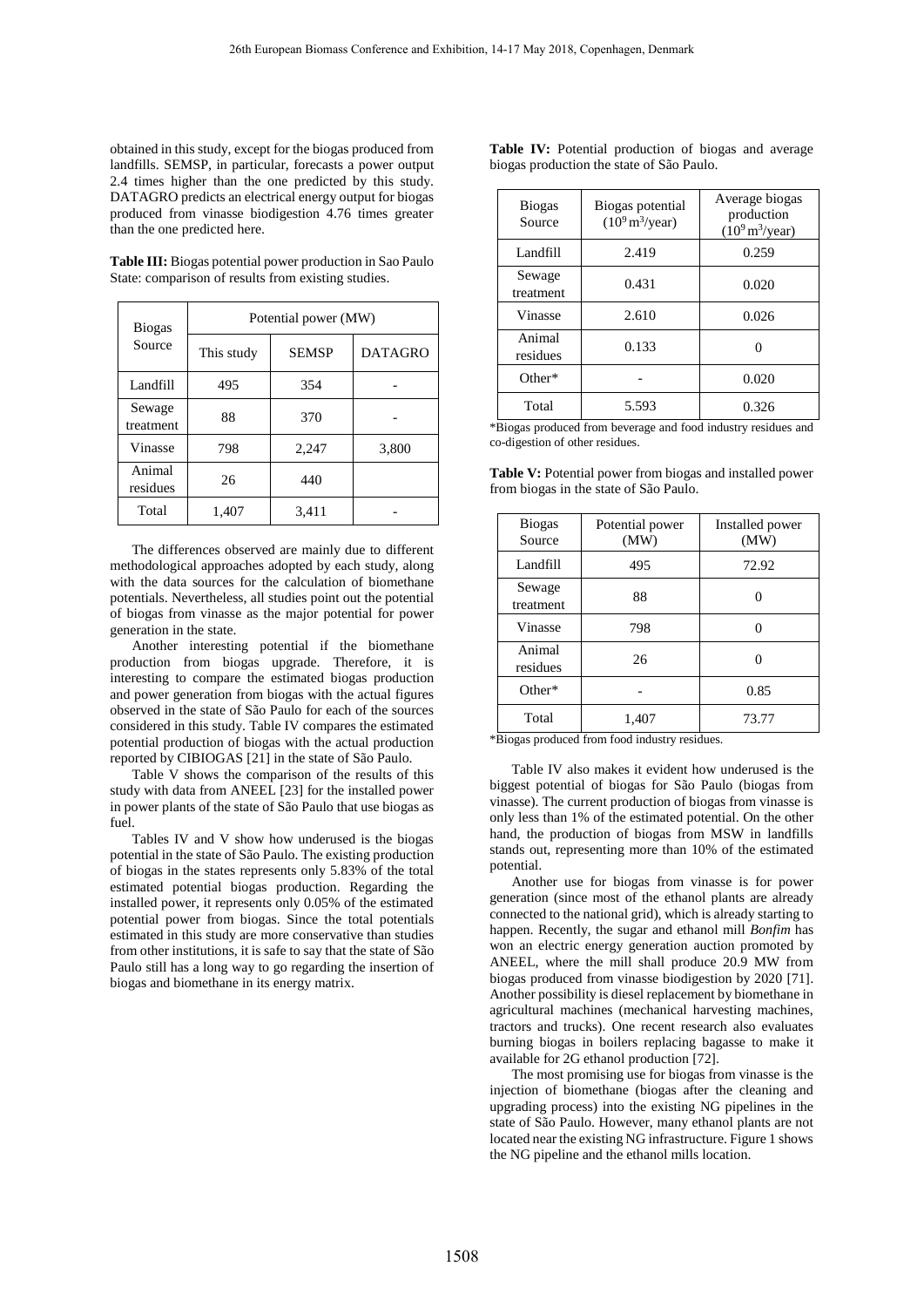obtained in this study, except for the biogas produced from landfills. SEMSP, in particular, forecasts a power output 2.4 times higher than the one predicted by this study. DATAGRO predicts an electrical energy output for biogas produced from vinasse biodigestion 4.76 times greater than the one predicted here.

**Table III:** Biogas potential power production in Sao Paulo State: comparison of results from existing studies.

| Biogas Source | Potential power (MW) | | |
|---|---|---|---|
| | This study | SEMSP | DATAGRO |
| Landfill | 495 | 354 | - |
| Sewage treatment | 88 | 370 | - |
| Vinasse | 798 | 2,247 | 3,800 |
| Animal residues | 26 | 440 | |
| Total | 1,407 | 3,411 | - |

The differences observed are mainly due to different methodological approaches adopted by each study, along with the data sources for the calculation of biomethane potentials. Nevertheless, all studies point out the potential of biogas from vinasse as the major potential for power generation in the state.

Another interesting potential if the biomethane production from biogas upgrade. Therefore, it is interesting to compare the estimated biogas production and power generation from biogas with the actual figures observed in the state of São Paulo for each of the sources considered in this study. Table IV compares the estimated potential production of biogas with the actual production reported by CIBIOGAS [21] in the state of São Paulo.

Table V shows the comparison of the results of this study with data from ANEEL [23] for the installed power in power plants of the state of São Paulo that use biogas as fuel.

Tables IV and V show how underused is the biogas potential in the state of São Paulo. The existing production of biogas in the states represents only 5.83% of the total estimated potential biogas production. Regarding the installed power, it represents only 0.05% of the estimated potential power from biogas. Since the total potentials estimated in this study are more conservative than studies from other institutions, it is safe to say that the state of São Paulo still has a long way to go regarding the insertion of biogas and biomethane in its energy matrix.

**Table IV:** Potential production of biogas and average biogas production the state of São Paulo.

| Biogas Source | Biogas potential ($10^9$ m$^3$/year) | Average biogas production ($10^9$ m$^3$/year) |
|---|---|---|
| Landfill | 2.419 | 0.259 |
| Sewage treatment | 0.431 | 0.020 |
| Vinasse | 2.610 | 0.026 |
| Animal residues | 0.133 | 0 |
| Other* | - | 0.020 |
| Total | 5.593 | 0.326 |

*Biogas produced from beverage and food industry residues and co-digestion of other residues.

**Table V:** Potential power from biogas and installed power from biogas in the state of São Paulo.

| Biogas Source | Potential power (MW) | Installed power (MW) |
|---|---|---|
| Landfill | 495 | 72.92 |
| Sewage treatment | 88 | 0 |
| Vinasse | 798 | 0 |
| Animal residues | 26 | 0 |
| Other* | - | 0.85 |
| Total | 1,407 | 73.77 |

*Biogas produced from food industry residues.

Table IV also makes it evident how underused is the biggest potential of biogas for São Paulo (biogas from vinasse). The current production of biogas from vinasse is only less than 1% of the estimated potential. On the other hand, the production of biogas from MSW in landfills stands out, representing more than 10% of the estimated potential.

Another use for biogas from vinasse is for power generation (since most of the ethanol plants are already connected to the national grid), which is already starting to happen. Recently, the sugar and ethanol mill *Bonfim* has won an electric energy generation auction promoted by ANEEL, where the mill shall produce 20.9 MW from biogas produced from vinasse biodigestion by 2020 [71]. Another possibility is diesel replacement by biomethane in agricultural machines (mechanical harvesting machines, tractors and trucks). One recent research also evaluates burning biogas in boilers replacing bagasse to make it available for 2G ethanol production [72].

The most promising use for biogas from vinasse is the injection of biomethane (biogas after the cleaning and upgrading process) into the existing NG pipelines in the state of São Paulo. However, many ethanol plants are not located near the existing NG infrastructure. Figure 1 shows the NG pipeline and the ethanol mills location.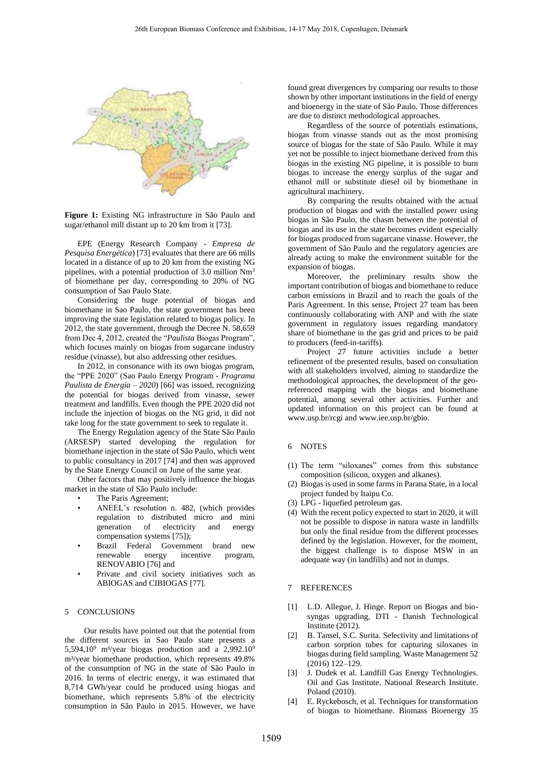**Figure 1:** Existing NG infrastructure in São Paulo and sugar/ethanol mill distant up to 20 km from it [73].

EPE (Energy Research Company - *Empresa de Pesquisa Energética*) [73] evaluates that there are 66 mills located in a distance of up to 20 km from the existing NG pipelines, with a potential production of 3.0 million $Nm^3$ of biomethane per day, corresponding to 20% of NG consumption of Sao Paulo State.

Considering the huge potential of biogas and biomethane in Sao Paulo, the state government has been improving the state legislation related to biogas policy. In 2012, the state government, through the Decree N. 58,659 from Dec 4, 2012, created the "*Paulista* Biogas Program", which focuses mainly on biogas from sugarcane industry residue (vinasse), but also addressing other residues.

In 2012, in consonance with its own biogas program, the "PPE 2020" (Sao Paulo Energy Program - *Programa Paulista de Energia – 2020*) [66] was issued, recognizing the potential for biogas derived from vinasse, sewer treatment and landfills. Even though the PPE 2020 did not include the injection of biogas on the NG grid, it did not take long for the state government to seek to regulate it.

The Energy Regulation agency of the State São Paulo (ARSESP) started developing the regulation for biomethane injection in the state of São Paulo, which went to public consultancy in 2017 [74] and then was approved by the State Energy Council on June of the same year.

Other factors that may positively influence the biogas market in the state of São Paulo include:

- The Paris Agreement;
- ANEEL's resolution n. 482, (which provides regulation to distributed micro and mini generation of electricity and energy compensation systems [75]);
- Brazil Federal Government brand new renewable energy incentive program, RENOVABIO [76] and
- Private and civil society initiatives such as ABIOGAS and CIBIOGAS [77].

## 5 CONCLUSIONS

Our results have pointed out that the potential from the different sources in Sao Paulo state presents a $5{,}594{,}10^9$ m³/year biogas production and a $2{,}992.10^9$ m³/year biomethane production, which represents 49.8% of the consumption of NG in the state of São Paulo in 2016. In terms of electric energy, it was estimated that 8,714 GWh/year could be produced using biogas and biomethane, which represents 5.8% of the electricity consumption in São Paulo in 2015. However, we have found great divergences by comparing our results to those shown by other important institutions in the field of energy and bioenergy in the state of São Paulo. Those differences are due to distinct methodological approaches.

Regardless of the source of potentials estimations, biogas from vinasse stands out as the most promising source of biogas for the state of São Paulo. While it may yet not be possible to inject biomethane derived from this biogas in the existing NG pipeline, it is possible to burn biogas to increase the energy surplus of the sugar and ethanol mill or substitute diesel oil by biomethane in agricultural machinery.

By comparing the results obtained with the actual production of biogas and with the installed power using biogas in São Paulo, the chasm between the potential of biogas and its use in the state becomes evident especially for biogas produced from sugarcane vinasse. However, the government of São Paulo and the regulatory agencies are already acting to make the environment suitable for the expansion of biogas.

Moreover, the preliminary results show the important contribution of biogas and biomethane to reduce carbon emissions in Brazil and to reach the goals of the Paris Agreement. In this sense, Project 27 team has been continuously collaborating with ANP and with the state government in regulatory issues regarding mandatory share of biomethane in the gas grid and prices to be paid to producers (feed-in-tariffs).

Project 27 future activities include a better refinement of the presented results, based on consultation with all stakeholders involved, aiming to standardize the methodological approaches, the development of the geo-referenced mapping with the biogas and biomethane potential, among several other activities. Further and updated information on this project can be found at www.usp.br/rcgi and www.iee.usp.br/gbio.

## 6 NOTES

(1) The term "siloxanes" comes from this substance composition (silicon, oxygen and alkanes).
(2) Biogas is used in some farms in Parana State, in a local project funded by Itaipu Co.
(3) LPG - liquefied petroleum gas.
(4) With the recent policy expected to start in 2020, it will not be possible to dispose in natura waste in landfills but only the final residue from the different processes defined by the legislation. However, for the moment, the biggest challenge is to dispose MSW in an adequate way (in landfills) and not in dumps.

## 7 REFERENCES

[1] L.D. Allegue, J. Hinge. Report on Biogas and bio-syngas upgrading, DTI - Danish Technological Institute (2012).

[2] B. Tansel, S.C. Surita. Selectivity and limitations of carbon sorption tubes for capturing siloxanes in biogas during field sampling. Waste Management 52 (2016) 122–129.

[3] J. Dudek et al. Landfill Gas Energy Technologies. Oil and Gas Institute. National Research Institute. Poland (2010).

[4] E. Ryckebosch, et al. Techniques for transformation of biogas to biomethane. Biomass Bioenergy 35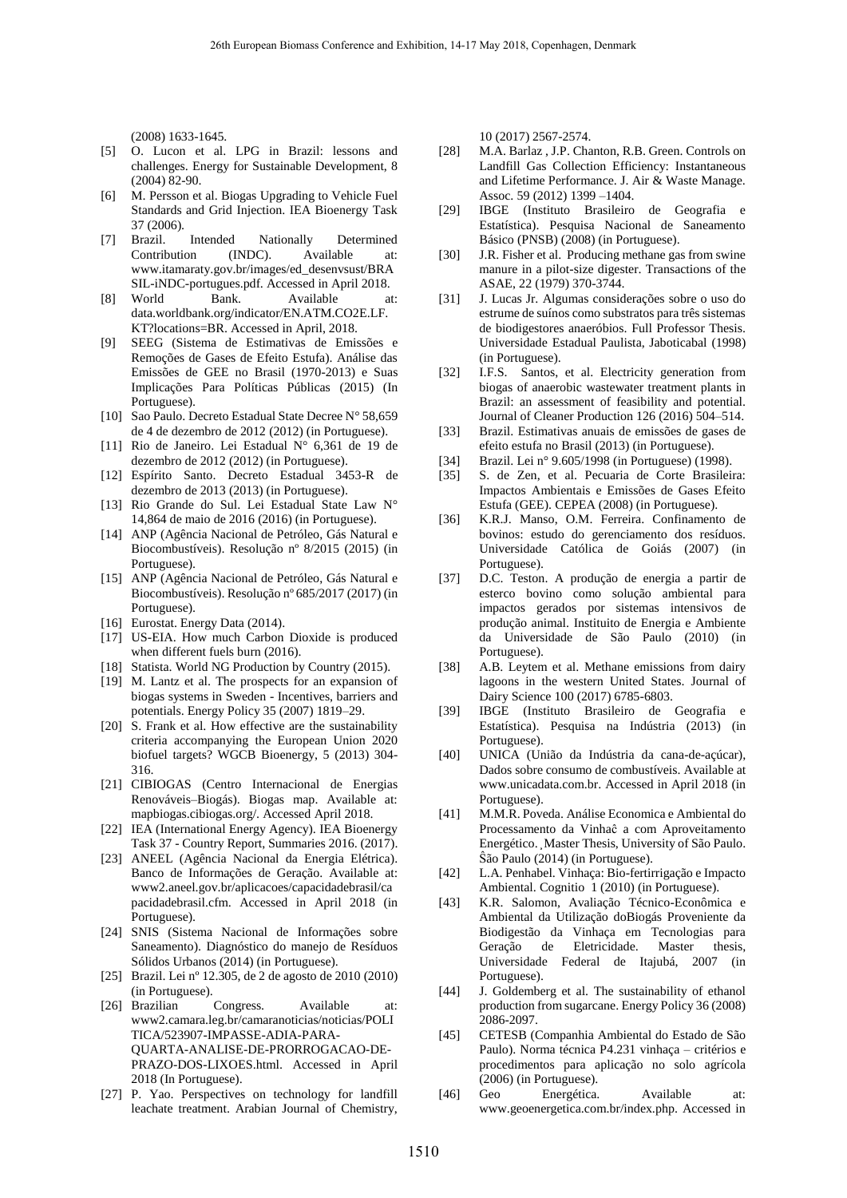(2008) 1633-1645.

[5] O. Lucon et al. LPG in Brazil: lessons and challenges. Energy for Sustainable Development, 8 (2004) 82-90.

[6] M. Persson et al. Biogas Upgrading to Vehicle Fuel Standards and Grid Injection. IEA Bioenergy Task 37 (2006).

[7] Brazil. Intended Nationally Determined Contribution (INDC). Available at: www.itamaraty.gov.br/images/ed_desenvsust/BRASIL-iNDC-portugues.pdf. Accessed in April 2018.

[8] World Bank. Available at: data.worldbank.org/indicator/EN.ATM.CO2E.LF.KT?locations=BR. Accessed in April, 2018.

[9] SEEG (Sistema de Estimativas de Emissões e Remoções de Gases de Efeito Estufa). Análise das Emissões de GEE no Brasil (1970-2013) e Suas Implicações Para Políticas Públicas (2015) (In Portuguese).

[10] Sao Paulo. Decreto Estadual State Decree N° 58,659 de 4 de dezembro de 2012 (2012) (in Portuguese).

[11] Rio de Janeiro. Lei Estadual N° 6,361 de 19 de dezembro de 2012 (2012) (in Portuguese).

[12] Espírito Santo. Decreto Estadual 3453-R de dezembro de 2013 (2013) (in Portuguese).

[13] Rio Grande do Sul. Lei Estadual State Law N° 14,864 de maio de 2016 (2016) (in Portuguese).

[14] ANP (Agência Nacional de Petróleo, Gás Natural e Biocombustíveis). Resolução nº 8/2015 (2015) (in Portuguese).

[15] ANP (Agência Nacional de Petróleo, Gás Natural e Biocombustíveis). Resolução nº 685/2017 (2017) (in Portuguese).

[16] Eurostat. Energy Data (2014).

[17] US-EIA. How much Carbon Dioxide is produced when different fuels burn (2016).

[18] Statista. World NG Production by Country (2015).

[19] M. Lantz et al. The prospects for an expansion of biogas systems in Sweden - Incentives, barriers and potentials. Energy Policy 35 (2007) 1819–29.

[20] S. Frank et al. How effective are the sustainability criteria accompanying the European Union 2020 biofuel targets? WGCB Bioenergy, 5 (2013) 304-316.

[21] CIBIOGAS (Centro Internacional de Energias Renováveis–Biogás). Biogas map. Available at: mapbiogas.cibiogas.org/. Accessed April 2018.

[22] IEA (International Energy Agency). IEA Bioenergy Task 37 - Country Report, Summaries 2016. (2017).

[23] ANEEL (Agência Nacional da Energia Elétrica). Banco de Informações de Geração. Available at: www2.aneel.gov.br/aplicacoes/capacidadebrasil/capacidadebrasil.cfm. Accessed in April 2018 (in Portuguese).

[24] SNIS (Sistema Nacional de Informações sobre Saneamento). Diagnóstico do manejo de Resíduos Sólidos Urbanos (2014) (in Portuguese).

[25] Brazil. Lei nº 12.305, de 2 de agosto de 2010 (2010) (in Portuguese).

[26] Brazilian Congress. Available at: www2.camara.leg.br/camaranoticias/noticias/POLITICA/523907-IMPASSE-ADIA-PARA-QUARTA-ANALISE-DE-PRORROGACAO-DE-PRAZO-DOS-LIXOES.html. Accessed in April 2018 (In Portuguese).

[27] P. Yao. Perspectives on technology for landfill leachate treatment. Arabian Journal of Chemistry, 10 (2017) 2567-2574.

[28] M.A. Barlaz , J.P. Chanton, R.B. Green. Controls on Landfill Gas Collection Efficiency: Instantaneous and Lifetime Performance. J. Air & Waste Manage. Assoc. 59 (2012) 1399 –1404.

[29] IBGE (Instituto Brasileiro de Geografia e Estatística). Pesquisa Nacional de Saneamento Básico (PNSB) (2008) (in Portuguese).

[30] J.R. Fisher et al. Producing methane gas from swine manure in a pilot-size digester. Transactions of the ASAE, 22 (1979) 370-3744.

[31] J. Lucas Jr. Algumas considerações sobre o uso do estrume de suínos como substratos para três sistemas de biodigestores anaeróbios. Full Professor Thesis. Universidade Estadual Paulista, Jaboticabal (1998) (in Portuguese).

[32] I.F.S. Santos, et al. Electricity generation from biogas of anaerobic wastewater treatment plants in Brazil: an assessment of feasibility and potential. Journal of Cleaner Production 126 (2016) 504–514.

[33] Brazil. Estimativas anuais de emissões de gases de efeito estufa no Brasil (2013) (in Portuguese).

[34] Brazil. Lei n° 9.605/1998 (in Portuguese) (1998).

[35] S. de Zen, et al. Pecuaria de Corte Brasileira: Impactos Ambientais e Emissões de Gases Efeito Estufa (GEE). CEPEA (2008) (in Portuguese).

[36] K.R.J. Manso, O.M. Ferreira. Confinamento de bovinos: estudo do gerenciamento dos resíduos. Universidade Católica de Goiás (2007) (in Portuguese).

[37] D.C. Teston. A produção de energia a partir de esterco bovino como solução ambiental para impactos gerados por sistemas intensivos de produção animal. Instituito de Energia e Ambiente da Universidade de São Paulo (2010) (in Portuguese).

[38] A.B. Leytem et al. Methane emissions from dairy lagoons in the western United States. Journal of Dairy Science 100 (2017) 6785-6803.

[39] IBGE (Instituto Brasileiro de Geografia e Estatística). Pesquisa na Indústria (2013) (in Portuguese).

[40] UNICA (União da Indústria da cana-de-açúcar), Dados sobre consumo de combustíveis. Available at www.unicadata.com.br. Accessed in April 2018 (in Portuguese).

[41] M.M.R. Poveda. Análise Economica e Ambiental do Processamento da Vinhaĉ a com Aproveitamento Energético. Master Thesis, University of São Paulo. Ŝão Paulo (2014) (in Portuguese).

[42] L.A. Penhabel. Vinhaça: Bio-fertirrigação e Impacto Ambiental. Cognitio 1 (2010) (in Portuguese).

[43] K.R. Salomon, Avaliação Técnico-Econômica e Ambiental da Utilização doBiogás Proveniente da Biodigestão da Vinhaça em Tecnologias para Geração de Eletricidade. Master thesis, Universidade Federal de Itajubá, 2007 (in Portuguese).

[44] J. Goldemberg et al. The sustainability of ethanol production from sugarcane. Energy Policy 36 (2008) 2086-2097.

[45] CETESB (Companhia Ambiental do Estado de São Paulo). Norma técnica P4.231 vinhaça – critérios e procedimentos para aplicação no solo agrícola (2006) (in Portuguese).

[46] Geo Energética. Available at: www.geoenergetica.com.br/index.php. Accessed in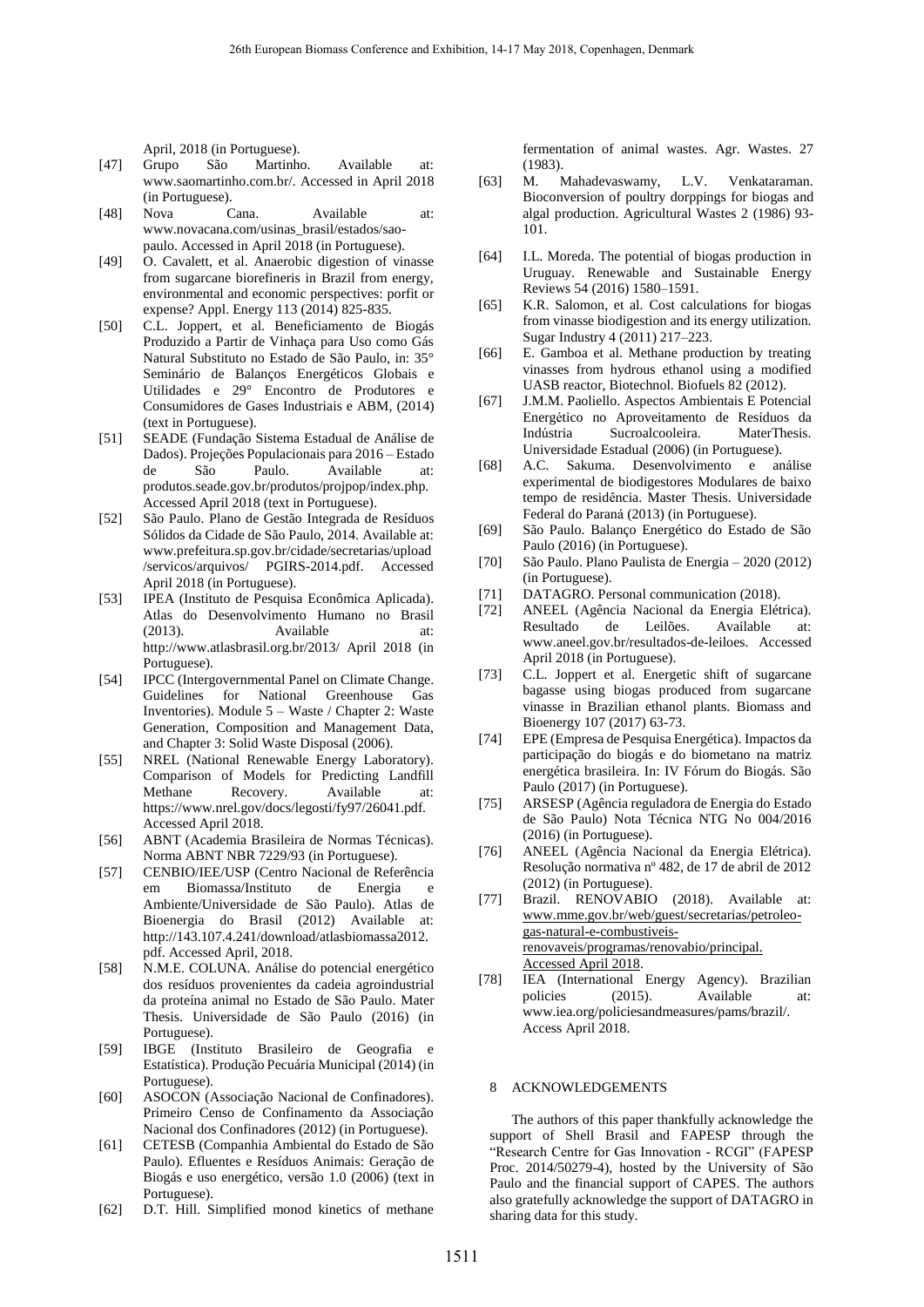April, 2018 (in Portuguese).

[47] Grupo São Martinho. Available at: www.saomartinho.com.br/. Accessed in April 2018 (in Portuguese).

[48] Nova Cana. Available at: www.novacana.com/usinas_brasil/estados/sao-paulo. Accessed in April 2018 (in Portuguese).

[49] O. Cavalett, et al. Anaerobic digestion of vinasse from sugarcane biorefineris in Brazil from energy, environmental and economic perspectives: porfit or expense? Appl. Energy 113 (2014) 825-835.

[50] C.L. Joppert, et al. Beneficiamento de Biogás Produzido a Partir de Vinhaça para Uso como Gás Natural Substituto no Estado de São Paulo, in: 35° Seminário de Balanços Energéticos Globais e Utilidades e 29° Encontro de Produtores e Consumidores de Gases Industriais e ABM, (2014) (text in Portuguese).

[51] SEADE (Fundação Sistema Estadual de Análise de Dados). Projeções Populacionais para 2016 – Estado de São Paulo. Available at: produtos.seade.gov.br/produtos/projpop/index.php. Accessed April 2018 (text in Portuguese).

[52] São Paulo. Plano de Gestão Integrada de Resíduos Sólidos da Cidade de São Paulo, 2014. Available at: www.prefeitura.sp.gov.br/cidade/secretarias/upload /servicos/arquivos/ PGIRS-2014.pdf. Accessed April 2018 (in Portuguese).

[53] IPEA (Instituto de Pesquisa Econômica Aplicada). Atlas do Desenvolvimento Humano no Brasil (2013). Available at: http://www.atlasbrasil.org.br/2013/ April 2018 (in Portuguese).

[54] IPCC (Intergovernmental Panel on Climate Change. Guidelines for National Greenhouse Gas Inventories). Module 5 – Waste / Chapter 2: Waste Generation, Composition and Management Data, and Chapter 3: Solid Waste Disposal (2006).

[55] NREL (National Renewable Energy Laboratory). Comparison of Models for Predicting Landfill Methane Recovery. Available at: https://www.nrel.gov/docs/legosti/fy97/26041.pdf. Accessed April 2018.

[56] ABNT (Academia Brasileira de Normas Técnicas). Norma ABNT NBR 7229/93 (in Portuguese).

[57] CENBIO/IEE/USP (Centro Nacional de Referência em Biomassa/Instituto de Energia e Ambiente/Universidade de São Paulo). Atlas de Bioenergia do Brasil (2012) Available at: http://143.107.4.241/download/atlasbiomassa2012. pdf. Accessed April, 2018.

[58] N.M.E. COLUNA. Análise do potencial energético dos resíduos provenientes da cadeia agroindustrial da proteína animal no Estado de São Paulo. Mater Thesis. Universidade de São Paulo (2016) (in Portuguese).

[59] IBGE (Instituto Brasileiro de Geografia e Estatística). Produção Pecuária Municipal (2014) (in Portuguese).

[60] ASOCON (Associação Nacional de Confinadores). Primeiro Censo de Confinamento da Associação Nacional dos Confinadores (2012) (in Portuguese).

[61] CETESB (Companhia Ambiental do Estado de São Paulo). Efluentes e Resíduos Animais: Geração de Biogás e uso energético, versão 1.0 (2006) (text in Portuguese).

[62] D.T. Hill. Simplified monod kinetics of methane fermentation of animal wastes. Agr. Wastes. 27 (1983).

[63] M. Mahadevaswamy, L.V. Venkataraman. Bioconversion of poultry dorppings for biogas and algal production. Agricultural Wastes 2 (1986) 93-101.

[64] I.L. Moreda. The potential of biogas production in Uruguay. Renewable and Sustainable Energy Reviews 54 (2016) 1580–1591.

[65] K.R. Salomon, et al. Cost calculations for biogas from vinasse biodigestion and its energy utilization. Sugar Industry 4 (2011) 217–223.

[66] E. Gamboa et al. Methane production by treating vinasses from hydrous ethanol using a modified UASB reactor, Biotechnol. Biofuels 82 (2012).

[67] J.M.M. Paoliello. Aspectos Ambientais E Potencial Energético no Aproveitamento de Resíduos da Indústria Sucroalcooleira. MaterThesis. Universidade Estadual (2006) (in Portuguese).

[68] A.C. Sakuma. Desenvolvimento e análise experimental de biodigestores Modulares de baixo tempo de residência. Master Thesis. Universidade Federal do Paraná (2013) (in Portuguese).

[69] São Paulo. Balanço Energético do Estado de São Paulo (2016) (in Portuguese).

[70] São Paulo. Plano Paulista de Energia – 2020 (2012) (in Portuguese).

[71] DATAGRO. Personal communication (2018).

[72] ANEEL (Agência Nacional da Energia Elétrica). Resultado de Leilões. Available at: www.aneel.gov.br/resultados-de-leiloes. Accessed April 2018 (in Portuguese).

[73] C.L. Joppert et al. Energetic shift of sugarcane bagasse using biogas produced from sugarcane vinasse in Brazilian ethanol plants. Biomass and Bioenergy 107 (2017) 63-73.

[74] EPE (Empresa de Pesquisa Energética). Impactos da participação do biogás e do biometano na matriz energética brasileira. In: IV Fórum do Biogás. São Paulo (2017) (in Portuguese).

[75] ARSESP (Agência reguladora de Energia do Estado de São Paulo) Nota Técnica NTG No 004/2016 (2016) (in Portuguese).

[76] ANEEL (Agência Nacional da Energia Elétrica). Resolução normativa nº 482, de 17 de abril de 2012 (2012) (in Portuguese).

[77] Brazil. RENOVABIO (2018). Available at: www.mme.gov.br/web/guest/secretarias/petroleo-gas-natural-e-combustiveis-renovaveis/programas/renovabio/principal. Accessed April 2018.

[78] IEA (International Energy Agency). Brazilian policies (2015). Available at: www.iea.org/policiesandmeasures/pams/brazil/. Access April 2018.

## 8 ACKNOWLEDGEMENTS

The authors of this paper thankfully acknowledge the support of Shell Brasil and FAPESP through the "Research Centre for Gas Innovation - RCGI" (FAPESP Proc. 2014/50279-4), hosted by the University of São Paulo and the financial support of CAPES. The authors also gratefully acknowledge the support of DATAGRO in sharing data for this study.